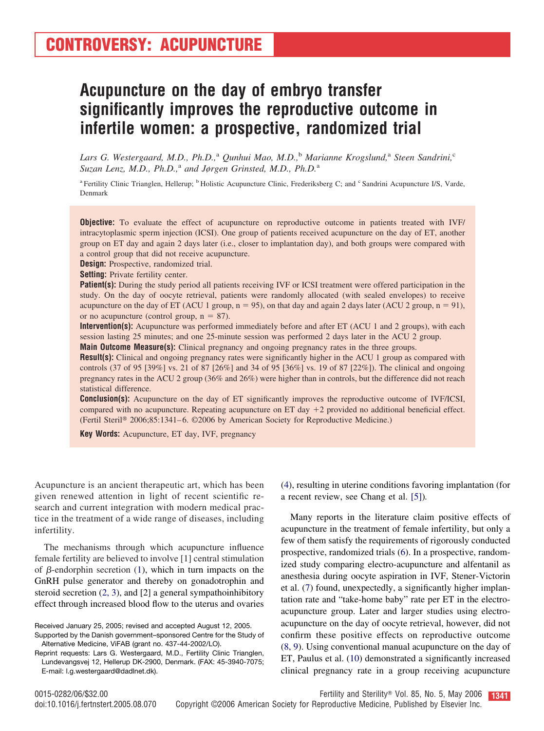# CONTROVERSY: ACUPUNCTURE

# Acupuncture on the day of embryo transfer significantly improves the reproductive outcome in infertile women: a prospective, randomized trial

*Lars G. Westergaard, M.D., Ph.D.,*[a] *Qunhui Mao, M.D.,*[b] *Marianne Krogslund,*[a] *Steen Sandrini,*[c] *Suzan Lenz, M.D., Ph.D.,*[a] *and Jørgen Grinsted, M.D., Ph.D.*[a]

[a] Fertility Clinic Trianglen, Hellerup; [b] Holistic Acupuncture Clinic, Frederiksberg C; and [c] Sandrini Acupuncture I/S, Varde, Denmark

**Objective:** To evaluate the effect of acupuncture on reproductive outcome in patients treated with IVF/intracytoplasmic sperm injection (ICSI). One group of patients received acupuncture on the day of ET, another group on ET day and again 2 days later (i.e., closer to implantation day), and both groups were compared with a control group that did not receive acupuncture.

**Design:** Prospective, randomized trial.

**Setting:** Private fertility center.

**Patient(s):** During the study period all patients receiving IVF or ICSI treatment were offered participation in the study. On the day of oocyte retrieval, patients were randomly allocated (with sealed envelopes) to receive acupuncture on the day of ET (ACU 1 group, n = 95), on that day and again 2 days later (ACU 2 group, n = 91), or no acupuncture (control group, n = 87).

**Intervention(s):** Acupuncture was performed immediately before and after ET (ACU 1 and 2 groups), with each session lasting 25 minutes; and one 25-minute session was performed 2 days later in the ACU 2 group.

**Main Outcome Measure(s):** Clinical pregnancy and ongoing pregnancy rates in the three groups.

**Result(s):** Clinical and ongoing pregnancy rates were significantly higher in the ACU 1 group as compared with controls (37 of 95 [39%] vs. 21 of 87 [26%] and 34 of 95 [36%] vs. 19 of 87 [22%]). The clinical and ongoing pregnancy rates in the ACU 2 group (36% and 26%) were higher than in controls, but the difference did not reach statistical difference.

**Conclusion(s):** Acupuncture on the day of ET significantly improves the reproductive outcome of IVF/ICSI, compared with no acupuncture. Repeating acupuncture on ET day +2 provided no additional beneficial effect. (Fertil Steril® 2006;85:1341–6. ©2006 by American Society for Reproductive Medicine.)

**Key Words:** Acupuncture, ET day, IVF, pregnancy

Acupuncture is an ancient therapeutic art, which has been given renewed attention in light of recent scientific research and current integration with modern medical practice in the treatment of a wide range of diseases, including infertility.

The mechanisms through which acupuncture influence female fertility are believed to involve [1] central stimulation of $\beta$-endorphin secretion (1), which in turn impacts on the GnRH pulse generator and thereby on gonadotrophin and steroid secretion (2, 3), and [2] a general sympathoinhibitory effect through increased blood flow to the uterus and ovaries (4), resulting in uterine conditions favoring implantation (for a recent review, see Chang et al. [5]).

Many reports in the literature claim positive effects of acupuncture in the treatment of female infertility, but only a few of them satisfy the requirements of rigorously conducted prospective, randomized trials (6). In a prospective, randomized study comparing electro-acupuncture and alfentanil as anesthesia during oocyte aspiration in IVF, Stener-Victorin et al. (7) found, unexpectedly, a significantly higher implantation rate and "take-home baby" rate per ET in the electro-acupuncture group. Later and larger studies using electro-acupuncture on the day of oocyte retrieval, however, did not confirm these positive effects on reproductive outcome (8, 9). Using conventional manual acupuncture on the day of ET, Paulus et al. (10) demonstrated a significantly increased clinical pregnancy rate in a group receiving acupuncture

Received January 25, 2005; revised and accepted August 12, 2005.

Supported by the Danish government–sponsored Centre for the Study of Alternative Medicine, ViFAB (grant no. 437-44-2002/LO).

Reprint requests: Lars G. Westergaard, M.D., Fertility Clinic Trianglen, Lundevangsvej 12, Hellerup DK-2900, Denmark. (FAX: 45-3940-7075; E-mail: l.g.westergaard@dadlnet.dk).

0015-0282/06/$32.00
doi:10.1016/j.fertnstert.2005.08.070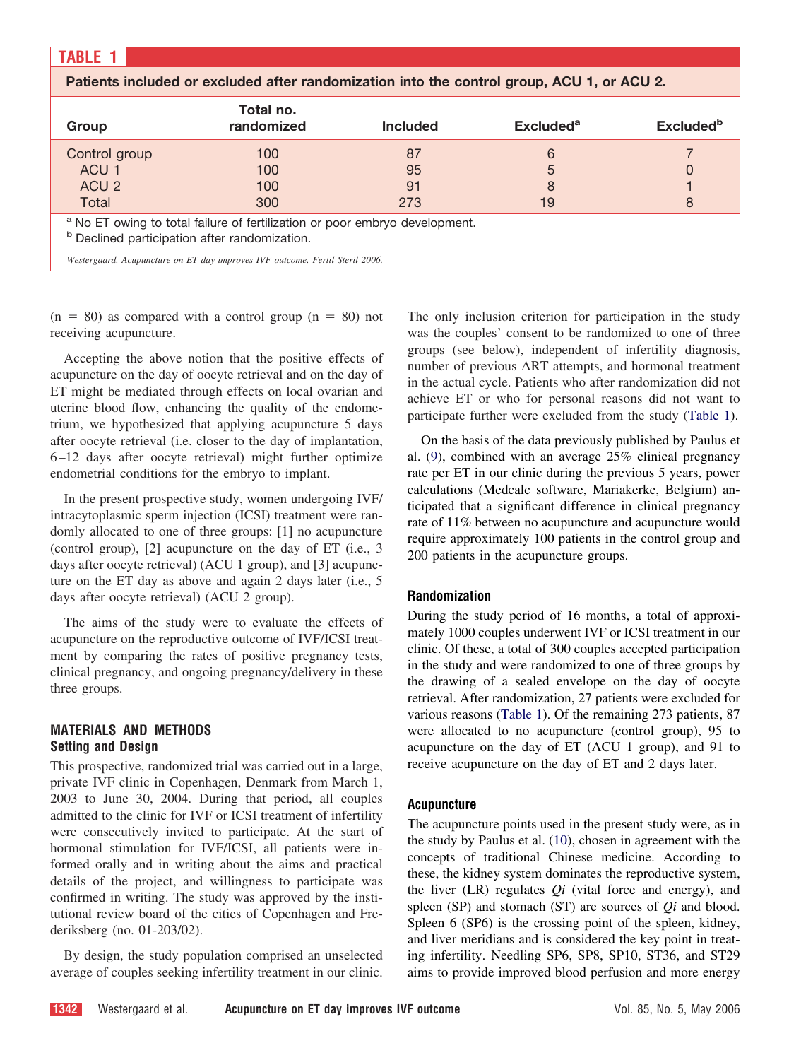**TABLE 1**

**Patients included or excluded after randomization into the control group, ACU 1, or ACU 2.**

| Group | Total no. randomized | Included | Excluded[a] | Excluded[b] |
|---|---|---|---|---|
| Control group | 100 | 87 | 6 | 7 |
| ACU 1 | 100 | 95 | 5 | 0 |
| ACU 2 | 100 | 91 | 8 | 1 |
| Total | 300 | 273 | 19 | 8 |

[a] No ET owing to total failure of fertilization or poor embryo development.
[b] Declined participation after randomization.

*Westergaard. Acupuncture on ET day improves IVF outcome. Fertil Steril 2006.*

(n = 80) as compared with a control group (n = 80) not receiving acupuncture.

Accepting the above notion that the positive effects of acupuncture on the day of oocyte retrieval and on the day of ET might be mediated through effects on local ovarian and uterine blood flow, enhancing the quality of the endometrium, we hypothesized that applying acupuncture 5 days after oocyte retrieval (i.e. closer to the day of implantation, 6–12 days after oocyte retrieval) might further optimize endometrial conditions for the embryo to implant.

In the present prospective study, women undergoing IVF/intracytoplasmic sperm injection (ICSI) treatment were randomly allocated to one of three groups: [1] no acupuncture (control group), [2] acupuncture on the day of ET (i.e., 3 days after oocyte retrieval) (ACU 1 group), and [3] acupuncture on the ET day as above and again 2 days later (i.e., 5 days after oocyte retrieval) (ACU 2 group).

The aims of the study were to evaluate the effects of acupuncture on the reproductive outcome of IVF/ICSI treatment by comparing the rates of positive pregnancy tests, clinical pregnancy, and ongoing pregnancy/delivery in these three groups.

## MATERIALS AND METHODS

### Setting and Design

This prospective, randomized trial was carried out in a large, private IVF clinic in Copenhagen, Denmark from March 1, 2003 to June 30, 2004. During that period, all couples admitted to the clinic for IVF or ICSI treatment of infertility were consecutively invited to participate. At the start of hormonal stimulation for IVF/ICSI, all patients were informed orally and in writing about the aims and practical details of the project, and willingness to participate was confirmed in writing. The study was approved by the institutional review board of the cities of Copenhagen and Frederiksberg (no. 01-203/02).

By design, the study population comprised an unselected average of couples seeking infertility treatment in our clinic. The only inclusion criterion for participation in the study was the couples' consent to be randomized to one of three groups (see below), independent of infertility diagnosis, number of previous ART attempts, and hormonal treatment in the actual cycle. Patients who after randomization did not achieve ET or who for personal reasons did not want to participate further were excluded from the study (Table 1).

On the basis of the data previously published by Paulus et al. (9), combined with an average 25% clinical pregnancy rate per ET in our clinic during the previous 5 years, power calculations (Medcalc software, Mariakerke, Belgium) anticipated that a significant difference in clinical pregnancy rate of 11% between no acupuncture and acupuncture would require approximately 100 patients in the control group and 200 patients in the acupuncture groups.

### Randomization

During the study period of 16 months, a total of approximately 1000 couples underwent IVF or ICSI treatment in our clinic. Of these, a total of 300 couples accepted participation in the study and were randomized to one of three groups by the drawing of a sealed envelope on the day of oocyte retrieval. After randomization, 27 patients were excluded for various reasons (Table 1). Of the remaining 273 patients, 87 were allocated to no acupuncture (control group), 95 to acupuncture on the day of ET (ACU 1 group), and 91 to receive acupuncture on the day of ET and 2 days later.

### Acupuncture

The acupuncture points used in the present study were, as in the study by Paulus et al. (10), chosen in agreement with the concepts of traditional Chinese medicine. According to these, the kidney system dominates the reproductive system, the liver (LR) regulates *Qi* (vital force and energy), and spleen (SP) and stomach (ST) are sources of *Qi* and blood. Spleen 6 (SP6) is the crossing point of the spleen, kidney, and liver meridians and is considered the key point in treating infertility. Needling SP6, SP8, SP10, ST36, and ST29 aims to provide improved blood perfusion and more energy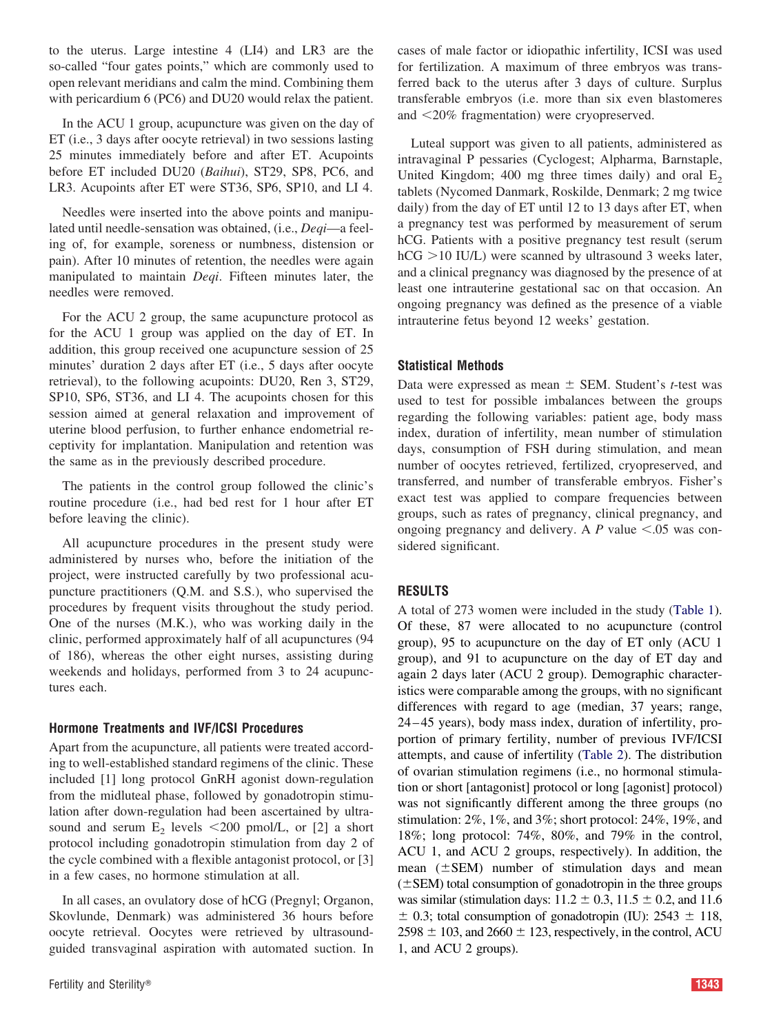to the uterus. Large intestine 4 (LI4) and LR3 are the so-called "four gates points," which are commonly used to open relevant meridians and calm the mind. Combining them with pericardium 6 (PC6) and DU20 would relax the patient.

In the ACU 1 group, acupuncture was given on the day of ET (i.e., 3 days after oocyte retrieval) in two sessions lasting 25 minutes immediately before and after ET. Acupoints before ET included DU20 (*Baihui*), ST29, SP8, PC6, and LR3. Acupoints after ET were ST36, SP6, SP10, and LI 4.

Needles were inserted into the above points and manipulated until needle-sensation was obtained, (i.e., *Deqi*—a feeling of, for example, soreness or numbness, distension or pain). After 10 minutes of retention, the needles were again manipulated to maintain *Deqi*. Fifteen minutes later, the needles were removed.

For the ACU 2 group, the same acupuncture protocol as for the ACU 1 group was applied on the day of ET. In addition, this group received one acupuncture session of 25 minutes' duration 2 days after ET (i.e., 5 days after oocyte retrieval), to the following acupoints: DU20, Ren 3, ST29, SP10, SP6, ST36, and LI 4. The acupoints chosen for this session aimed at general relaxation and improvement of uterine blood perfusion, to further enhance endometrial receptivity for implantation. Manipulation and retention was the same as in the previously described procedure.

The patients in the control group followed the clinic's routine procedure (i.e., had bed rest for 1 hour after ET before leaving the clinic).

All acupuncture procedures in the present study were administered by nurses who, before the initiation of the project, were instructed carefully by two professional acupuncture practitioners (Q.M. and S.S.), who supervised the procedures by frequent visits throughout the study period. One of the nurses (M.K.), who was working daily in the clinic, performed approximately half of all acupunctures (94 of 186), whereas the other eight nurses, assisting during weekends and holidays, performed from 3 to 24 acupunctures each.

### Hormone Treatments and IVF/ICSI Procedures

Apart from the acupuncture, all patients were treated according to well-established standard regimens of the clinic. These included [1] long protocol GnRH agonist down-regulation from the midluteal phase, followed by gonadotropin stimulation after down-regulation had been ascertained by ultrasound and serum $E_2$ levels <200 pmol/L, or [2] a short protocol including gonadotropin stimulation from day 2 of the cycle combined with a flexible antagonist protocol, or [3] in a few cases, no hormone stimulation at all.

In all cases, an ovulatory dose of hCG (Pregnyl; Organon, Skovlunde, Denmark) was administered 36 hours before oocyte retrieval. Oocytes were retrieved by ultrasound-guided transvaginal aspiration with automated suction. In cases of male factor or idiopathic infertility, ICSI was used for fertilization. A maximum of three embryos was transferred back to the uterus after 3 days of culture. Surplus transferable embryos (i.e. more than six even blastomeres and <20% fragmentation) were cryopreserved.

Luteal support was given to all patients, administered as intravaginal P pessaries (Cyclogest; Alpharma, Barnstaple, United Kingdom; 400 mg three times daily) and oral $E_2$ tablets (Nycomed Danmark, Roskilde, Denmark; 2 mg twice daily) from the day of ET until 12 to 13 days after ET, when a pregnancy test was performed by measurement of serum hCG. Patients with a positive pregnancy test result (serum hCG >10 IU/L) were scanned by ultrasound 3 weeks later, and a clinical pregnancy was diagnosed by the presence of at least one intrauterine gestational sac on that occasion. An ongoing pregnancy was defined as the presence of a viable intrauterine fetus beyond 12 weeks' gestation.

### Statistical Methods

Data were expressed as mean ± SEM. Student's *t*-test was used to test for possible imbalances between the groups regarding the following variables: patient age, body mass index, duration of infertility, mean number of stimulation days, consumption of FSH during stimulation, and mean number of oocytes retrieved, fertilized, cryopreserved, and transferred, and number of transferable embryos. Fisher's exact test was applied to compare frequencies between groups, such as rates of pregnancy, clinical pregnancy, and ongoing pregnancy and delivery. A $P$ value <.05 was considered significant.

## RESULTS

A total of 273 women were included in the study (Table 1). Of these, 87 were allocated to no acupuncture (control group), 95 to acupuncture on the day of ET only (ACU 1 group), and 91 to acupuncture on the day of ET day and again 2 days later (ACU 2 group). Demographic characteristics were comparable among the groups, with no significant differences with regard to age (median, 37 years; range, 24–45 years), body mass index, duration of infertility, proportion of primary fertility, number of previous IVF/ICSI attempts, and cause of infertility (Table 2). The distribution of ovarian stimulation regimens (i.e., no hormonal stimulation or short [antagonist] protocol or long [agonist] protocol) was not significantly different among the three groups (no stimulation: 2%, 1%, and 3%; short protocol: 24%, 19%, and 18%; long protocol: 74%, 80%, and 79% in the control, ACU 1, and ACU 2 groups, respectively). In addition, the mean (±SEM) number of stimulation days and mean (±SEM) total consumption of gonadotropin in the three groups was similar (stimulation days: 11.2 ± 0.3, 11.5 ± 0.2, and 11.6 ± 0.3; total consumption of gonadotropin (IU): 2543 ± 118, 2598 ± 103, and 2660 ± 123, respectively, in the control, ACU 1, and ACU 2 groups).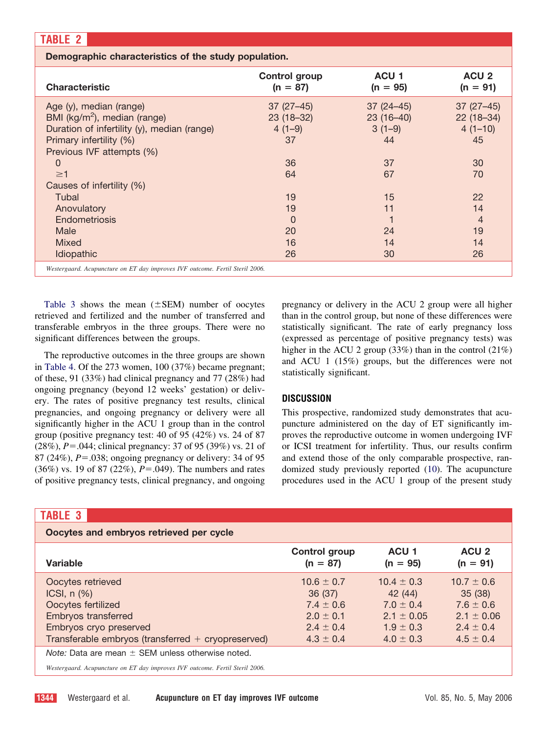## TABLE 2

**Demographic characteristics of the study population.**

| Characteristic | Control group (n = 87) | ACU 1 (n = 95) | ACU 2 (n = 91) |
|---|---|---|---|
| Age (y), median (range) | 37 (27–45) | 37 (24–45) | 37 (27–45) |
| BMI (kg/m$^2$), median (range) | 23 (18–32) | 23 (16–40) | 22 (18–34) |
| Duration of infertility (y), median (range) | 4 (1–9) | 3 (1–9) | 4 (1–10) |
| Primary infertility (%) | 37 | 44 | 45 |
| Previous IVF attempts (%) | | | |
| 0 | 36 | 37 | 30 |
| ≥1 | 64 | 67 | 70 |
| Causes of infertility (%) | | | |
| Tubal | 19 | 15 | 22 |
| Anovulatory | 19 | 11 | 14 |
| Endometriosis | 0 | 1 | 4 |
| Male | 20 | 24 | 19 |
| Mixed | 16 | 14 | 14 |
| Idiopathic | 26 | 30 | 26 |

*Westergaard. Acupuncture on ET day improves IVF outcome. Fertil Steril 2006.*

Table 3 shows the mean (±SEM) number of oocytes retrieved and fertilized and the number of transferred and transferable embryos in the three groups. There were no significant differences between the groups.

The reproductive outcomes in the three groups are shown in Table 4. Of the 273 women, 100 (37%) became pregnant; of these, 91 (33%) had clinical pregnancy and 77 (28%) had ongoing pregnancy (beyond 12 weeks' gestation) or delivery. The rates of positive pregnancy test results, clinical pregnancies, and ongoing pregnancy or delivery were all significantly higher in the ACU 1 group than in the control group (positive pregnancy test: 40 of 95 (42%) vs. 24 of 87 (28%), $P$=.044; clinical pregnancy: 37 of 95 (39%) vs. 21 of 87 (24%), $P$=.038; ongoing pregnancy or delivery: 34 of 95 (36%) vs. 19 of 87 (22%), $P$=.049). The numbers and rates of positive pregnancy tests, clinical pregnancy, and ongoing pregnancy or delivery in the ACU 2 group were all higher than in the control group, but none of these differences were statistically significant. The rate of early pregnancy loss (expressed as percentage of positive pregnancy tests) was higher in the ACU 2 group (33%) than in the control (21%) and ACU 1 (15%) groups, but the differences were not statistically significant.

## DISCUSSION

This prospective, randomized study demonstrates that acupuncture administered on the day of ET significantly improves the reproductive outcome in women undergoing IVF or ICSI treatment for infertility. Thus, our results confirm and extend those of the only comparable prospective, randomized study previously reported (10). The acupuncture procedures used in the ACU 1 group of the present study

## TABLE 3

**Oocytes and embryos retrieved per cycle**

| Variable | Control group (n = 87) | ACU 1 (n = 95) | ACU 2 (n = 91) |
|---|---|---|---|
| Oocytes retrieved | 10.6 ± 0.7 | 10.4 ± 0.3 | 10.7 ± 0.6 |
| ICSI, n (%) | 36 (37) | 42 (44) | 35 (38) |
| Oocytes fertilized | 7.4 ± 0.6 | 7.0 ± 0.4 | 7.6 ± 0.6 |
| Embryos transferred | 2.0 ± 0.1 | 2.1 ± 0.05 | 2.1 ± 0.06 |
| Embryos cryo preserved | 2.4 ± 0.4 | 1.9 ± 0.3 | 2.4 ± 0.4 |
| Transferable embryos (transferred + cryopreserved) | 4.3 ± 0.4 | 4.0 ± 0.3 | 4.5 ± 0.4 |

*Note:* Data are mean ± SEM unless otherwise noted.

*Westergaard. Acupuncture on ET day improves IVF outcome. Fertil Steril 2006.*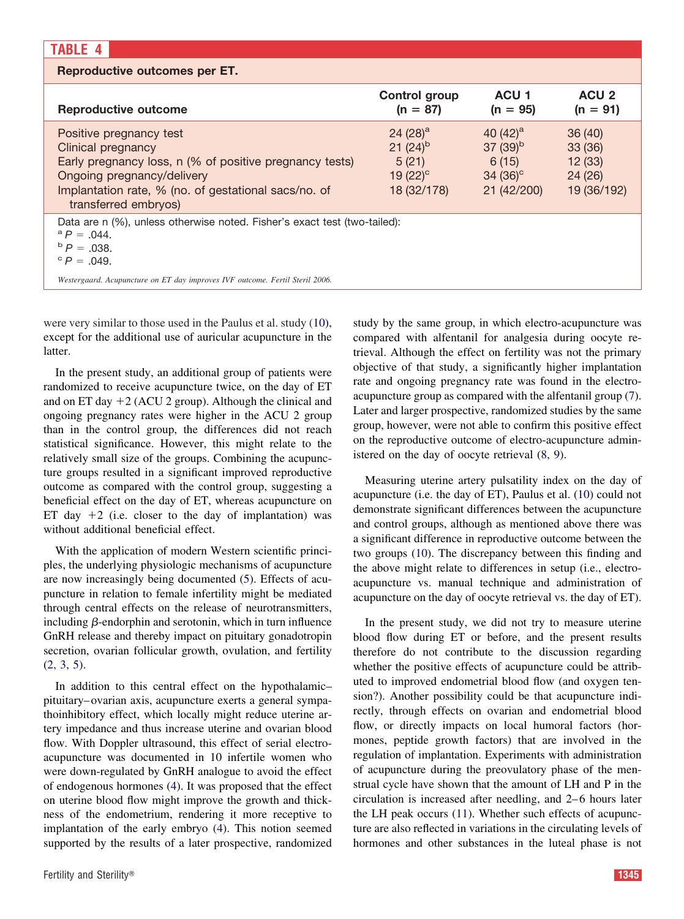**TABLE 4**

**Reproductive outcomes per ET.**

| Reproductive outcome | Control group (n = 87) | ACU 1 (n = 95) | ACU 2 (n = 91) |
|---|---|---|---|
| Positive pregnancy test | 24 (28)[a] | 40 (42)[a] | 36 (40) |
| Clinical pregnancy | 21 (24)[b] | 37 (39)[b] | 33 (36) |
| Early pregnancy loss, n (% of positive pregnancy tests) | 5 (21) | 6 (15) | 12 (33) |
| Ongoing pregnancy/delivery | 19 (22)[c] | 34 (36)[c] | 24 (26) |
| Implantation rate, % (no. of gestational sacs/no. of transferred embryos) | 18 (32/178) | 21 (42/200) | 19 (36/192) |

Data are n (%), unless otherwise noted. Fisher's exact test (two-tailed):
[a] $P = .044$.
[b] $P = .038$.
[c] $P = .049$.

*Westergaard. Acupuncture on ET day improves IVF outcome. Fertil Steril 2006.*

were very similar to those used in the Paulus et al. study (10), except for the additional use of auricular acupuncture in the latter.

In the present study, an additional group of patients were randomized to receive acupuncture twice, on the day of ET and on ET day +2 (ACU 2 group). Although the clinical and ongoing pregnancy rates were higher in the ACU 2 group than in the control group, the differences did not reach statistical significance. However, this might relate to the relatively small size of the groups. Combining the acupuncture groups resulted in a significant improved reproductive outcome as compared with the control group, suggesting a beneficial effect on the day of ET, whereas acupuncture on ET day +2 (i.e. closer to the day of implantation) was without additional beneficial effect.

With the application of modern Western scientific principles, the underlying physiologic mechanisms of acupuncture are now increasingly being documented (5). Effects of acupuncture in relation to female infertility might be mediated through central effects on the release of neurotransmitters, including $\beta$-endorphin and serotonin, which in turn influence GnRH release and thereby impact on pituitary gonadotropin secretion, ovarian follicular growth, ovulation, and fertility (2, 3, 5).

In addition to this central effect on the hypothalamic–pituitary–ovarian axis, acupuncture exerts a general sympathoinhibitory effect, which locally might reduce uterine artery impedance and thus increase uterine and ovarian blood flow. With Doppler ultrasound, this effect of serial electro-acupuncture was documented in 10 infertile women who were down-regulated by GnRH analogue to avoid the effect of endogenous hormones (4). It was proposed that the effect on uterine blood flow might improve the growth and thickness of the endometrium, rendering it more receptive to implantation of the early embryo (4). This notion seemed supported by the results of a later prospective, randomized study by the same group, in which electro-acupuncture was compared with alfentanil for analgesia during oocyte retrieval. Although the effect on fertility was not the primary objective of that study, a significantly higher implantation rate and ongoing pregnancy rate was found in the electro-acupuncture group as compared with the alfentanil group (7). Later and larger prospective, randomized studies by the same group, however, were not able to confirm this positive effect on the reproductive outcome of electro-acupuncture administered on the day of oocyte retrieval (8, 9).

Measuring uterine artery pulsatility index on the day of acupuncture (i.e. the day of ET), Paulus et al. (10) could not demonstrate significant differences between the acupuncture and control groups, although as mentioned above there was a significant difference in reproductive outcome between the two groups (10). The discrepancy between this finding and the above might relate to differences in setup (i.e., electro-acupuncture vs. manual technique and administration of acupuncture on the day of oocyte retrieval vs. the day of ET).

In the present study, we did not try to measure uterine blood flow during ET or before, and the present results therefore do not contribute to the discussion regarding whether the positive effects of acupuncture could be attributed to improved endometrial blood flow (and oxygen tension?). Another possibility could be that acupuncture indirectly, through effects on ovarian and endometrial blood flow, or directly impacts on local humoral factors (hormones, peptide growth factors) that are involved in the regulation of implantation. Experiments with administration of acupuncture during the preovulatory phase of the menstrual cycle have shown that the amount of LH and P in the circulation is increased after needling, and 2–6 hours later the LH peak occurs (11). Whether such effects of acupuncture are also reflected in variations in the circulating levels of hormones and other substances in the luteal phase is not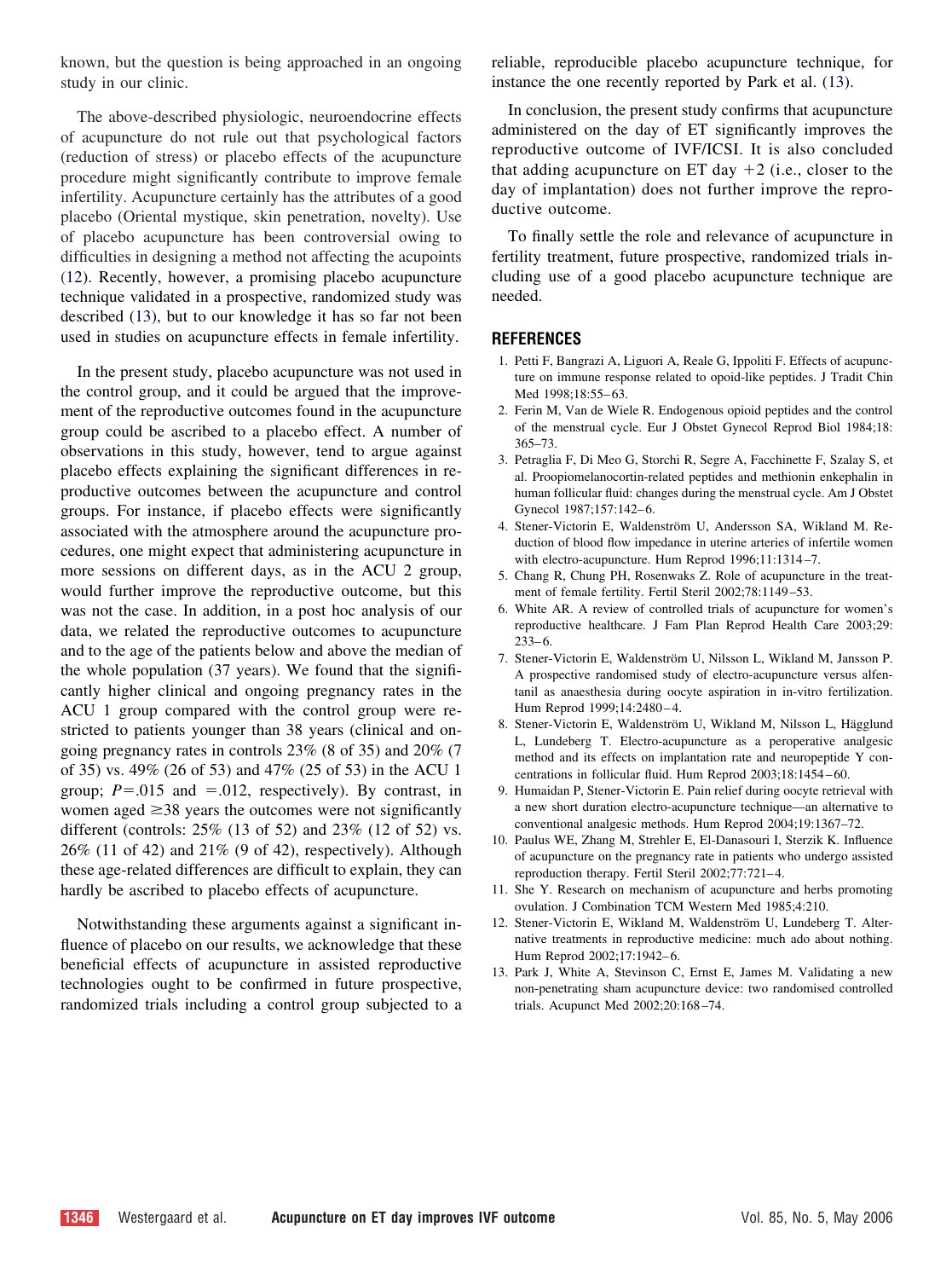known, but the question is being approached in an ongoing study in our clinic.

The above-described physiologic, neuroendocrine effects of acupuncture do not rule out that psychological factors (reduction of stress) or placebo effects of the acupuncture procedure might significantly contribute to improve female infertility. Acupuncture certainly has the attributes of a good placebo (Oriental mystique, skin penetration, novelty). Use of placebo acupuncture has been controversial owing to difficulties in designing a method not affecting the acupoints (12). Recently, however, a promising placebo acupuncture technique validated in a prospective, randomized study was described (13), but to our knowledge it has so far not been used in studies on acupuncture effects in female infertility.

In the present study, placebo acupuncture was not used in the control group, and it could be argued that the improvement of the reproductive outcomes found in the acupuncture group could be ascribed to a placebo effect. A number of observations in this study, however, tend to argue against placebo effects explaining the significant differences in reproductive outcomes between the acupuncture and control groups. For instance, if placebo effects were significantly associated with the atmosphere around the acupuncture procedures, one might expect that administering acupuncture in more sessions on different days, as in the ACU 2 group, would further improve the reproductive outcome, but this was not the case. In addition, in a post hoc analysis of our data, we related the reproductive outcomes to acupuncture and to the age of the patients below and above the median of the whole population (37 years). We found that the significantly higher clinical and ongoing pregnancy rates in the ACU 1 group compared with the control group were restricted to patients younger than 38 years (clinical and ongoing pregnancy rates in controls 23% (8 of 35) and 20% (7 of 35) vs. 49% (26 of 53) and 47% (25 of 53) in the ACU 1 group; $P=.015$ and $=.012$, respectively). By contrast, in women aged $\geq 38$ years the outcomes were not significantly different (controls: 25% (13 of 52) and 23% (12 of 52) vs. 26% (11 of 42) and 21% (9 of 42), respectively). Although these age-related differences are difficult to explain, they can hardly be ascribed to placebo effects of acupuncture.

Notwithstanding these arguments against a significant influence of placebo on our results, we acknowledge that these beneficial effects of acupuncture in assisted reproductive technologies ought to be confirmed in future prospective, randomized trials including a control group subjected to a reliable, reproducible placebo acupuncture technique, for instance the one recently reported by Park et al. (13).

In conclusion, the present study confirms that acupuncture administered on the day of ET significantly improves the reproductive outcome of IVF/ICSI. It is also concluded that adding acupuncture on ET day +2 (i.e., closer to the day of implantation) does not further improve the reproductive outcome.

To finally settle the role and relevance of acupuncture in fertility treatment, future prospective, randomized trials including use of a good placebo acupuncture technique are needed.

## REFERENCES

1. Petti F, Bangrazi A, Liguori A, Reale G, Ippoliti F. Effects of acupuncture on immune response related to opoid-like peptides. J Tradit Chin Med 1998;18:55–63.
2. Ferin M, Van de Wiele R. Endogenous opioid peptides and the control of the menstrual cycle. Eur J Obstet Gynecol Reprod Biol 1984;18:365–73.
3. Petraglia F, Di Meo G, Storchi R, Segre A, Facchinette F, Szalay S, et al. Proopiomelanocortin-related peptides and methionin enkephalin in human follicular fluid: changes during the menstrual cycle. Am J Obstet Gynecol 1987;157:142–6.
4. Stener-Victorin E, Waldenström U, Andersson SA, Wikland M. Reduction of blood flow impedance in uterine arteries of infertile women with electro-acupuncture. Hum Reprod 1996;11:1314–7.
5. Chang R, Chung PH, Rosenwaks Z. Role of acupuncture in the treatment of female fertility. Fertil Steril 2002;78:1149–53.
6. White AR. A review of controlled trials of acupuncture for women's reproductive healthcare. J Fam Plan Reprod Health Care 2003;29:233–6.
7. Stener-Victorin E, Waldenström U, Nilsson L, Wikland M, Jansson P. A prospective randomised study of electro-acupuncture versus alfentanil as anaesthesia during oocyte aspiration in in-vitro fertilization. Hum Reprod 1999;14:2480–4.
8. Stener-Victorin E, Waldenström U, Wikland M, Nilsson L, Hägglund L, Lundeberg T. Electro-acupuncture as a peroperative analgesic method and its effects on implantation rate and neuropeptide Y concentrations in follicular fluid. Hum Reprod 2003;18:1454–60.
9. Humaidan P, Stener-Victorin E. Pain relief during oocyte retrieval with a new short duration electro-acupuncture technique—an alternative to conventional analgesic methods. Hum Reprod 2004;19:1367–72.
10. Paulus WE, Zhang M, Strehler E, El-Danasouri I, Sterzik K. Influence of acupuncture on the pregnancy rate in patients who undergo assisted reproduction therapy. Fertil Steril 2002;77:721–4.
11. She Y. Research on mechanism of acupuncture and herbs promoting ovulation. J Combination TCM Western Med 1985;4:210.
12. Stener-Victorin E, Wikland M, Waldenström U, Lundeberg T. Alternative treatments in reproductive medicine: much ado about nothing. Hum Reprod 2002;17:1942–6.
13. Park J, White A, Stevinson C, Ernst E, James M. Validating a new non-penetrating sham acupuncture device: two randomised controlled trials. Acupunct Med 2002;20:168–74.